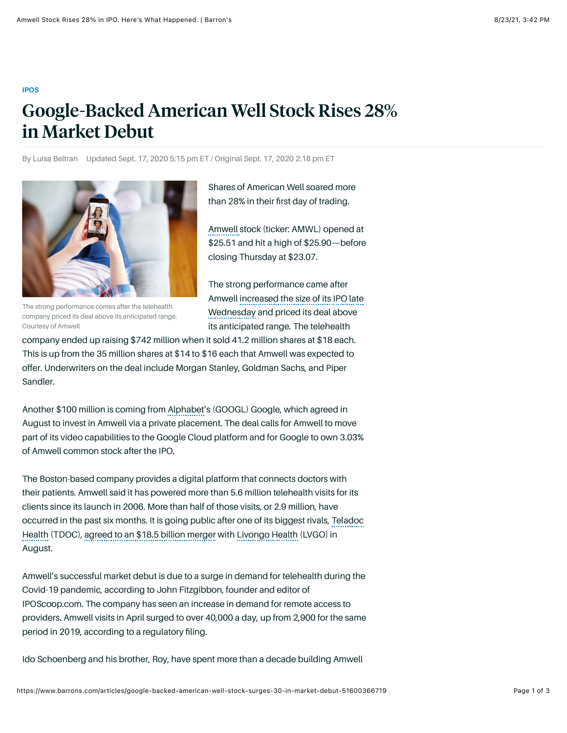IPOS

# Google-Backed American Well Stock Rises 28% in Market Debut

By Luisa Beltran Updated Sept. 17, 2020 5:15 pm ET / Original Sept. 17, 2020 2:18 pm ET

The strong performance comes after the telehealth company priced its deal above its anticipated range.
Courtesy of Amwell

Shares of American Well soared more than 28% in their first day of trading.

Amwell stock (ticker: AMWL) opened at $25.51 and hit a high of $25.90—before closing Thursday at $23.07.

The strong performance came after Amwell increased the size of its IPO late Wednesday and priced its deal above its anticipated range. The telehealth company ended up raising $742 million when it sold 41.2 million shares at $18 each. This is up from the 35 million shares at $14 to $16 each that Amwell was expected to offer. Underwriters on the deal include Morgan Stanley, Goldman Sachs, and Piper Sandler.

Another $100 million is coming from Alphabet's (GOOGL) Google, which agreed in August to invest in Amwell via a private placement. The deal calls for Amwell to move part of its video capabilities to the Google Cloud platform and for Google to own 3.03% of Amwell common stock after the IPO.

The Boston-based company provides a digital platform that connects doctors with their patients. Amwell said it has powered more than 5.6 million telehealth visits for its clients since its launch in 2006. More than half of those visits, or 2.9 million, have occurred in the past six months. It is going public after one of its biggest rivals, Teladoc Health (TDOC), agreed to an $18.5 billion merger with Livongo Health (LVGO) in August.

Amwell's successful market debut is due to a surge in demand for telehealth during the Covid-19 pandemic, according to John Fitzgibbon, founder and editor of IPOScoop.com. The company has seen an increase in demand for remote access to providers. Amwell visits in April surged to over 40,000 a day, up from 2,900 for the same period in 2019, according to a regulatory filing.

Ido Schoenberg and his brother, Roy, have spent more than a decade building Amwell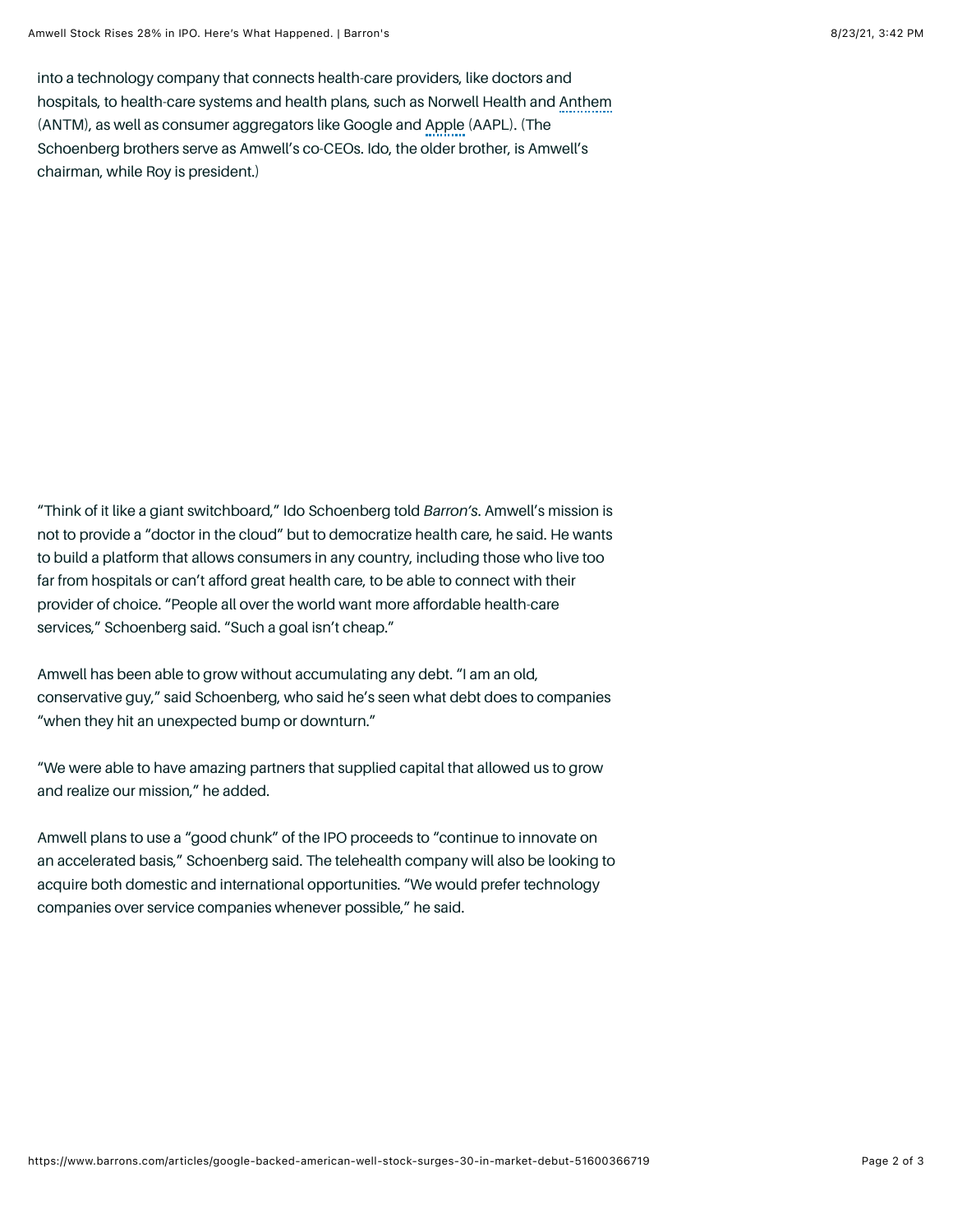into a technology company that connects health-care providers, like doctors and hospitals, to health-care systems and health plans, such as Norwell Health and Anthem (ANTM), as well as consumer aggregators like Google and Apple (AAPL). (The Schoenberg brothers serve as Amwell's co-CEOs. Ido, the older brother, is Amwell's chairman, while Roy is president.)

"Think of it like a giant switchboard," Ido Schoenberg told *Barron's*. Amwell's mission is not to provide a "doctor in the cloud" but to democratize health care, he said. He wants to build a platform that allows consumers in any country, including those who live too far from hospitals or can't afford great health care, to be able to connect with their provider of choice. "People all over the world want more affordable health-care services," Schoenberg said. "Such a goal isn't cheap."

Amwell has been able to grow without accumulating any debt. "I am an old, conservative guy," said Schoenberg, who said he's seen what debt does to companies "when they hit an unexpected bump or downturn."

"We were able to have amazing partners that supplied capital that allowed us to grow and realize our mission," he added.

Amwell plans to use a "good chunk" of the IPO proceeds to "continue to innovate on an accelerated basis," Schoenberg said. The telehealth company will also be looking to acquire both domestic and international opportunities. "We would prefer technology companies over service companies whenever possible," he said.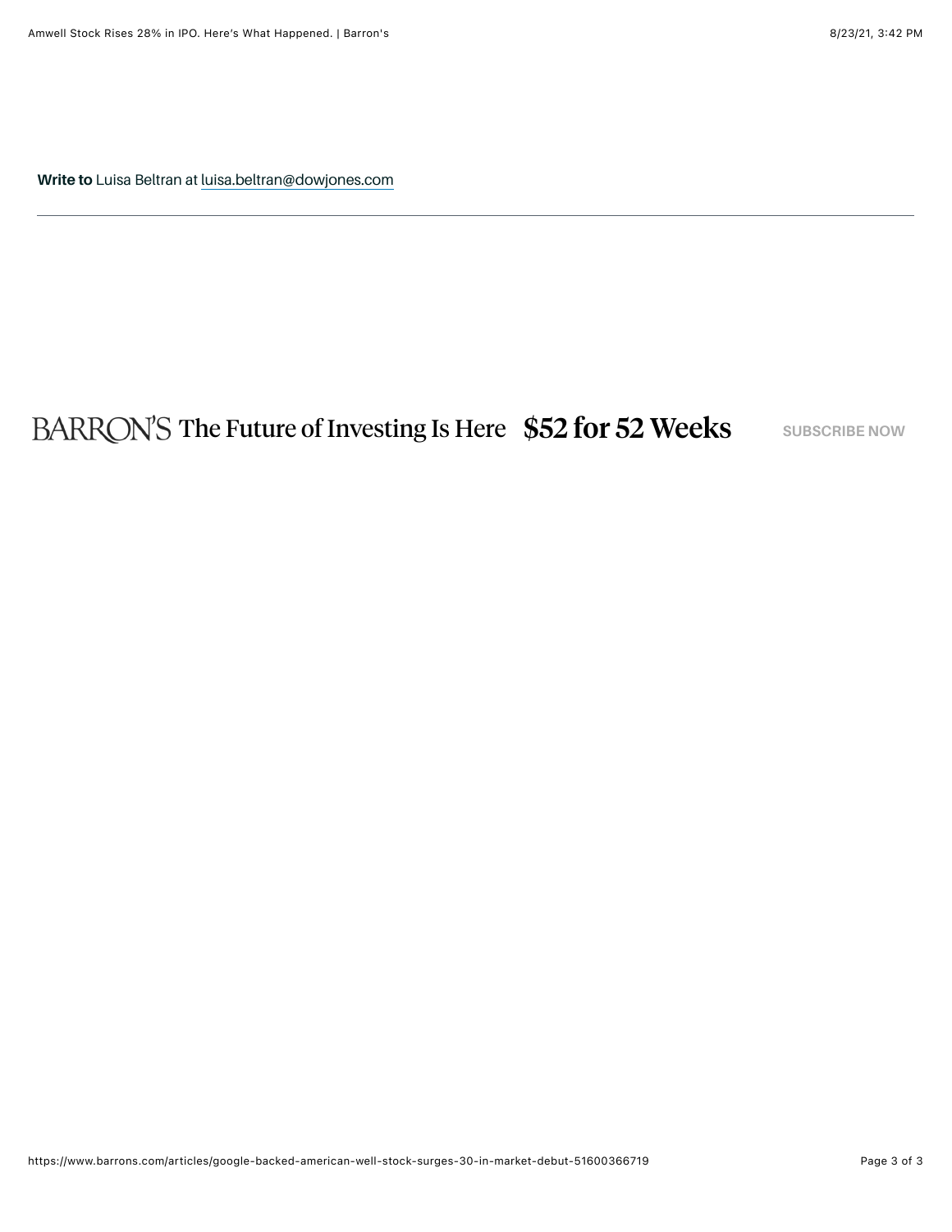**Write to** Luisa Beltran at luisa.beltran@dowjones.com

---

BARRON'S The Future of Investing Is Here **$52 for 52 Weeks** SUBSCRIBE NOW